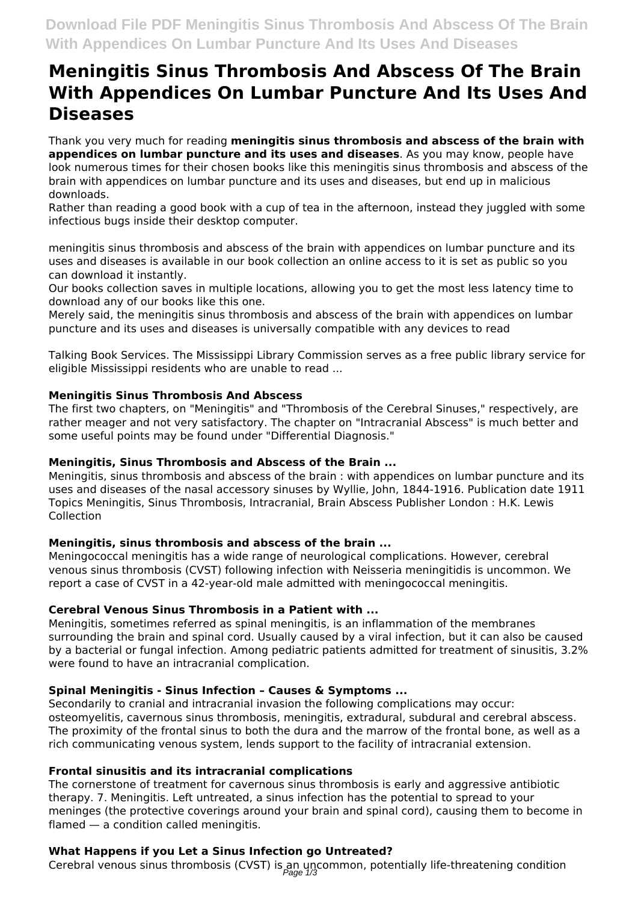# Meningitis Sinus Thrombosis And Abscess Of The Brain With Appendices On Lumbar Puncture And Its Uses And Diseases

Thank you very much for reading **meningitis sinus thrombosis and abscess of the brain with appendices on lumbar puncture and its uses and diseases**. As you may know, people have look numerous times for their chosen books like this meningitis sinus thrombosis and abscess of the brain with appendices on lumbar puncture and its uses and diseases, but end up in malicious downloads.
Rather than reading a good book with a cup of tea in the afternoon, instead they juggled with some infectious bugs inside their desktop computer.

meningitis sinus thrombosis and abscess of the brain with appendices on lumbar puncture and its uses and diseases is available in our book collection an online access to it is set as public so you can download it instantly.
Our books collection saves in multiple locations, allowing you to get the most less latency time to download any of our books like this one.
Merely said, the meningitis sinus thrombosis and abscess of the brain with appendices on lumbar puncture and its uses and diseases is universally compatible with any devices to read

Talking Book Services. The Mississippi Library Commission serves as a free public library service for eligible Mississippi residents who are unable to read ...

### Meningitis Sinus Thrombosis And Abscess

The first two chapters, on "Meningitis" and "Thrombosis of the Cerebral Sinuses," respectively, are rather meager and not very satisfactory. The chapter on "Intracranial Abscess" is much better and some useful points may be found under "Differential Diagnosis."

### Meningitis, Sinus Thrombosis and Abscess of the Brain ...

Meningitis, sinus thrombosis and abscess of the brain : with appendices on lumbar puncture and its uses and diseases of the nasal accessory sinuses by Wyllie, John, 1844-1916. Publication date 1911 Topics Meningitis, Sinus Thrombosis, Intracranial, Brain Abscess Publisher London : H.K. Lewis Collection

### Meningitis, sinus thrombosis and abscess of the brain ...

Meningococcal meningitis has a wide range of neurological complications. However, cerebral venous sinus thrombosis (CVST) following infection with Neisseria meningitidis is uncommon. We report a case of CVST in a 42-year-old male admitted with meningococcal meningitis.

### Cerebral Venous Sinus Thrombosis in a Patient with ...

Meningitis, sometimes referred as spinal meningitis, is an inflammation of the membranes surrounding the brain and spinal cord. Usually caused by a viral infection, but it can also be caused by a bacterial or fungal infection. Among pediatric patients admitted for treatment of sinusitis, 3.2% were found to have an intracranial complication.

### Spinal Meningitis - Sinus Infection – Causes & Symptoms ...

Secondarily to cranial and intracranial invasion the following complications may occur: osteomyelitis, cavernous sinus thrombosis, meningitis, extradural, subdural and cerebral abscess. The proximity of the frontal sinus to both the dura and the marrow of the frontal bone, as well as a rich communicating venous system, lends support to the facility of intracranial extension.

### Frontal sinusitis and its intracranial complications

The cornerstone of treatment for cavernous sinus thrombosis is early and aggressive antibiotic therapy. 7. Meningitis. Left untreated, a sinus infection has the potential to spread to your meninges (the protective coverings around your brain and spinal cord), causing them to become in flamed — a condition called meningitis.

### What Happens if you Let a Sinus Infection go Untreated?

Cerebral venous sinus thrombosis (CVST) is an uncommon, potentially life-threatening condition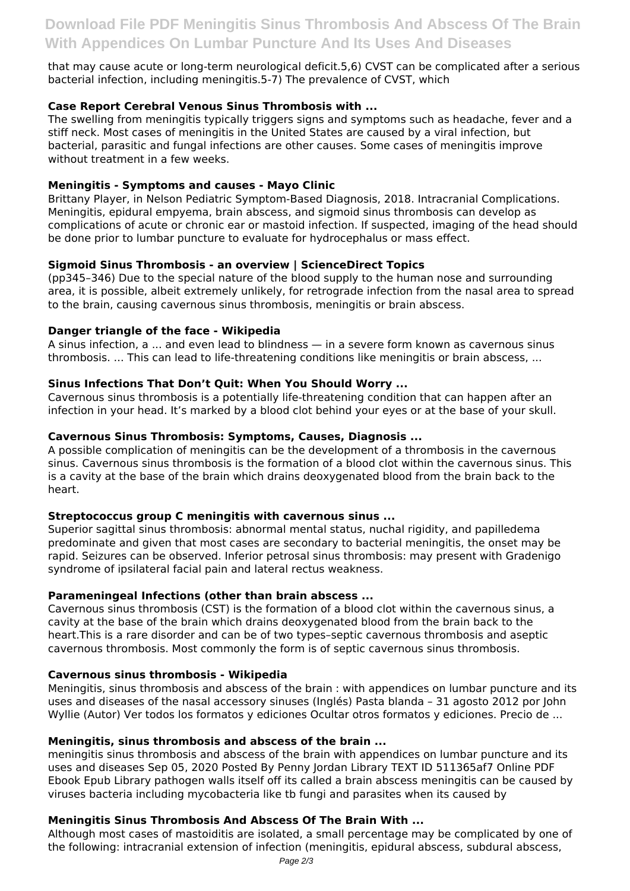that may cause acute or long-term neurological deficit.5,6) CVST can be complicated after a serious bacterial infection, including meningitis.5-7) The prevalence of CVST, which

### Case Report Cerebral Venous Sinus Thrombosis with ...

The swelling from meningitis typically triggers signs and symptoms such as headache, fever and a stiff neck. Most cases of meningitis in the United States are caused by a viral infection, but bacterial, parasitic and fungal infections are other causes. Some cases of meningitis improve without treatment in a few weeks.

### Meningitis - Symptoms and causes - Mayo Clinic

Brittany Player, in Nelson Pediatric Symptom-Based Diagnosis, 2018. Intracranial Complications. Meningitis, epidural empyema, brain abscess, and sigmoid sinus thrombosis can develop as complications of acute or chronic ear or mastoid infection. If suspected, imaging of the head should be done prior to lumbar puncture to evaluate for hydrocephalus or mass effect.

### Sigmoid Sinus Thrombosis - an overview | ScienceDirect Topics

(pp345–346) Due to the special nature of the blood supply to the human nose and surrounding area, it is possible, albeit extremely unlikely, for retrograde infection from the nasal area to spread to the brain, causing cavernous sinus thrombosis, meningitis or brain abscess.

### Danger triangle of the face - Wikipedia

A sinus infection, a ... and even lead to blindness — in a severe form known as cavernous sinus thrombosis. ... This can lead to life-threatening conditions like meningitis or brain abscess, ...

### Sinus Infections That Don't Quit: When You Should Worry ...

Cavernous sinus thrombosis is a potentially life-threatening condition that can happen after an infection in your head. It's marked by a blood clot behind your eyes or at the base of your skull.

### Cavernous Sinus Thrombosis: Symptoms, Causes, Diagnosis ...

A possible complication of meningitis can be the development of a thrombosis in the cavernous sinus. Cavernous sinus thrombosis is the formation of a blood clot within the cavernous sinus. This is a cavity at the base of the brain which drains deoxygenated blood from the brain back to the heart.

### Streptococcus group C meningitis with cavernous sinus ...

Superior sagittal sinus thrombosis: abnormal mental status, nuchal rigidity, and papilledema predominate and given that most cases are secondary to bacterial meningitis, the onset may be rapid. Seizures can be observed. Inferior petrosal sinus thrombosis: may present with Gradenigo syndrome of ipsilateral facial pain and lateral rectus weakness.

### Parameningeal Infections (other than brain abscess ...

Cavernous sinus thrombosis (CST) is the formation of a blood clot within the cavernous sinus, a cavity at the base of the brain which drains deoxygenated blood from the brain back to the heart.This is a rare disorder and can be of two types–septic cavernous thrombosis and aseptic cavernous thrombosis. Most commonly the form is of septic cavernous sinus thrombosis.

### Cavernous sinus thrombosis - Wikipedia

Meningitis, sinus thrombosis and abscess of the brain : with appendices on lumbar puncture and its uses and diseases of the nasal accessory sinuses (Inglés) Pasta blanda – 31 agosto 2012 por John Wyllie (Autor) Ver todos los formatos y ediciones Ocultar otros formatos y ediciones. Precio de ...

### Meningitis, sinus thrombosis and abscess of the brain ...

meningitis sinus thrombosis and abscess of the brain with appendices on lumbar puncture and its uses and diseases Sep 05, 2020 Posted By Penny Jordan Library TEXT ID 511365af7 Online PDF Ebook Epub Library pathogen walls itself off its called a brain abscess meningitis can be caused by viruses bacteria including mycobacteria like tb fungi and parasites when its caused by

### Meningitis Sinus Thrombosis And Abscess Of The Brain With ...

Although most cases of mastoiditis are isolated, a small percentage may be complicated by one of the following: intracranial extension of infection (meningitis, epidural abscess, subdural abscess,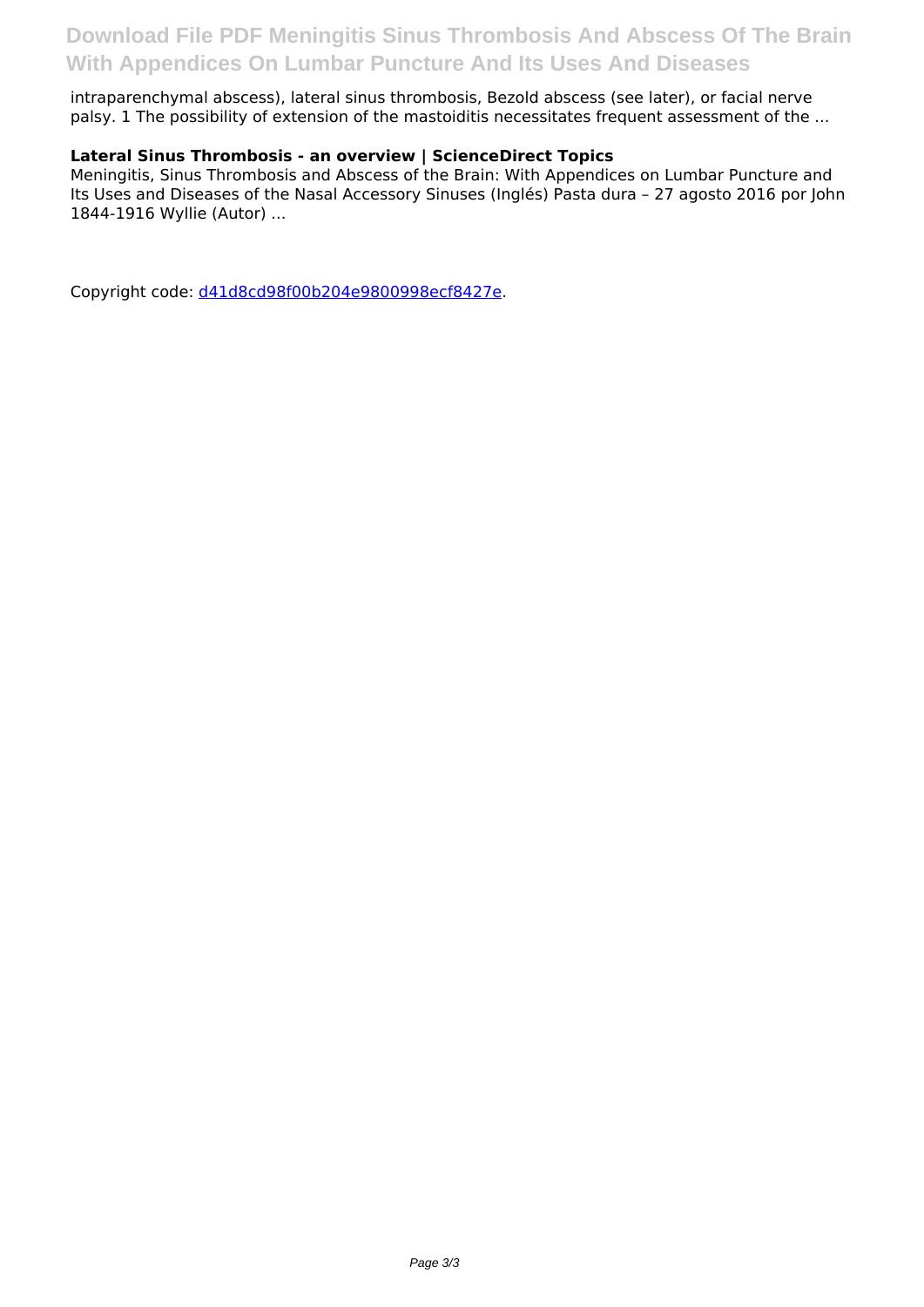intraparenchymal abscess), lateral sinus thrombosis, Bezold abscess (see later), or facial nerve palsy. 1 The possibility of extension of the mastoiditis necessitates frequent assessment of the ...

**Lateral Sinus Thrombosis - an overview | ScienceDirect Topics**

Meningitis, Sinus Thrombosis and Abscess of the Brain: With Appendices on Lumbar Puncture and Its Uses and Diseases of the Nasal Accessory Sinuses (Inglés) Pasta dura – 27 agosto 2016 por John 1844-1916 Wyllie (Autor) ...

Copyright code: d41d8cd98f00b204e9800998ecf8427e.